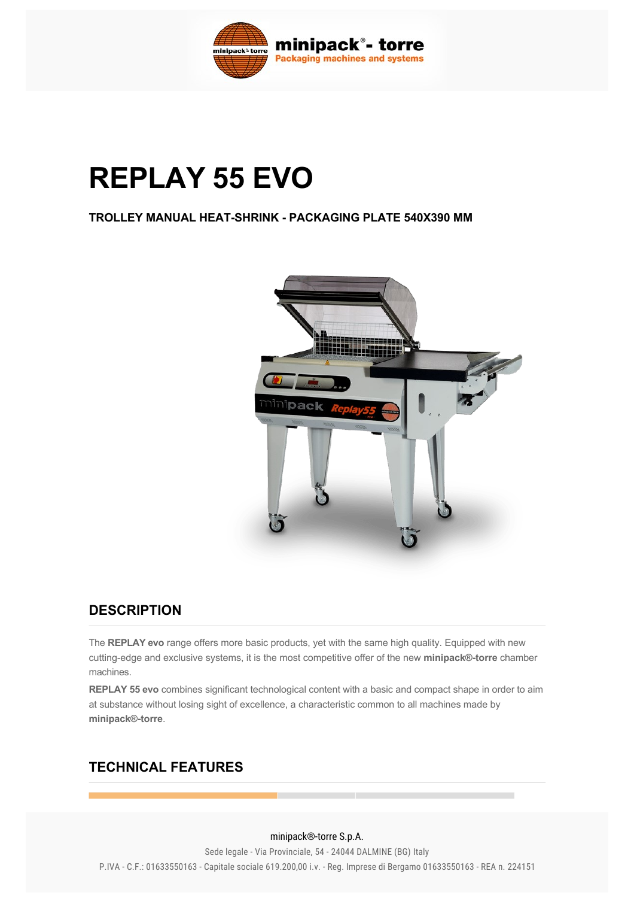# REPLAY 55 EVO

**TROLLEY MANUAL HEAT-SHRINK - PACKAGING PLATE 540X390 MM**

## DESCRIPTION

The **REPLAY evo** range offers more basic products, yet with the same high quality. Equipped with new cutting-edge and exclusive systems, it is the most competitive offer of the new **minipack®-torre** chamber machines.

**REPLAY 55 evo** combines significant technological content with a basic and compact shape in order to aim at substance without losing sight of excellence, a characteristic common to all machines made by **minipack®-torre**.

## TECHNICAL FEATURES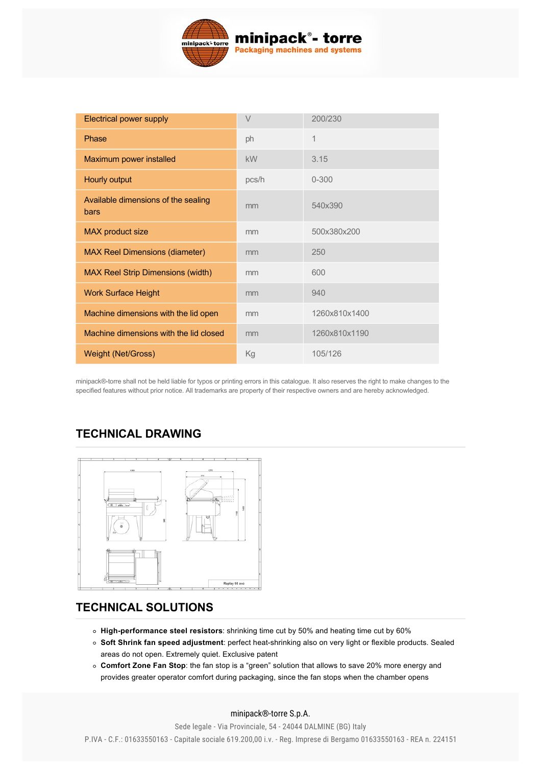| Electrical power supply | V | 200/230 |
|---|---|---|
| Phase | ph | 1 |
| Maximum power installed | kW | 3.15 |
| Hourly output | pcs/h | 0-300 |
| Available dimensions of the sealing bars | mm | 540x390 |
| MAX product size | mm | 500x380x200 |
| MAX Reel Dimensions (diameter) | mm | 250 |
| MAX Reel Strip Dimensions (width) | mm | 600 |
| Work Surface Height | mm | 940 |
| Machine dimensions with the lid open | mm | 1260x810x1400 |
| Machine dimensions with the lid closed | mm | 1260x810x1190 |
| Weight (Net/Gross) | Kg | 105/126 |

minipack®-torre shall not be held liable for typos or printing errors in this catalogue. It also reserves the right to make changes to the specified features without prior notice. All trademarks are property of their respective owners and are hereby acknowledged.

## TECHNICAL DRAWING

## TECHNICAL SOLUTIONS

- **High-performance steel resistors**: shrinking time cut by 50% and heating time cut by 60%
- **Soft Shrink fan speed adjustment**: perfect heat-shrinking also on very light or flexible products. Sealed areas do not open. Extremely quiet. Exclusive patent
- **Comfort Zone Fan Stop**: the fan stop is a “green” solution that allows to save 20% more energy and provides greater operator comfort during packaging, since the fan stops when the chamber opens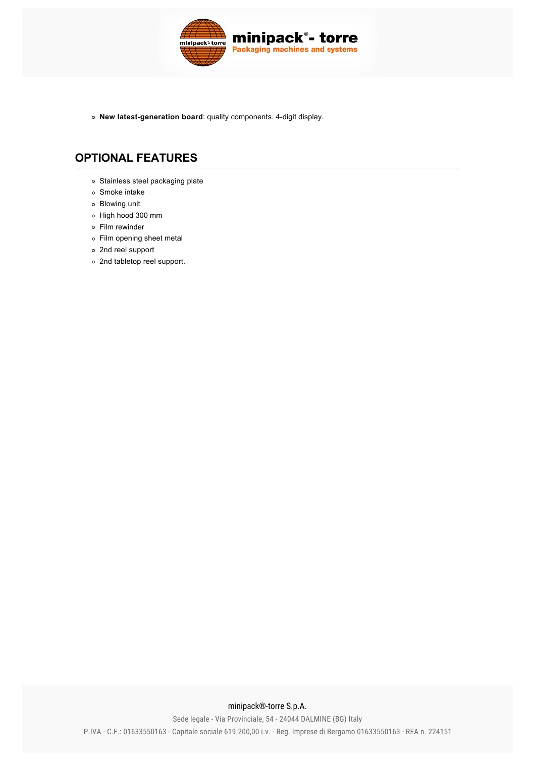- **New latest-generation board**: quality components. 4-digit display.

## OPTIONAL FEATURES

- Stainless steel packaging plate
- Smoke intake
- Blowing unit
- High hood 300 mm
- Film rewinder
- Film opening sheet metal
- 2nd reel support
- 2nd tabletop reel support.